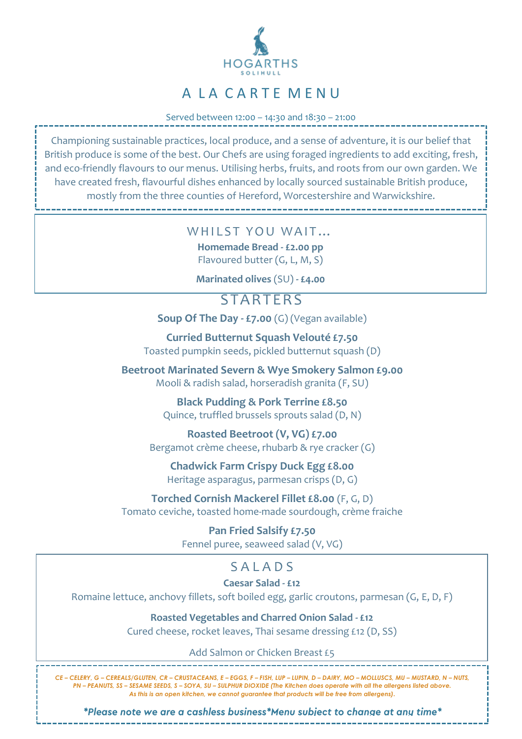HOGARTHS
SOLIHULL

# A LA CARTE MENU

Served between 12:00 – 14:30 and 18:30 – 21:00

Championing sustainable practices, local produce, and a sense of adventure, it is our belief that British produce is some of the best. Our Chefs are using foraged ingredients to add exciting, fresh, and eco-friendly flavours to our menus. Utilising herbs, fruits, and roots from our own garden. We have created fresh, flavourful dishes enhanced by locally sourced sustainable British produce, mostly from the three counties of Hereford, Worcestershire and Warwickshire.

## WHILST YOU WAIT…

**Homemade Bread - £2.00 pp**
Flavoured butter (G, L, M, S)

**Marinated olives** (SU) **- £4.00**

## STARTERS

**Soup Of The Day - £7.00** (G) (Vegan available)

**Curried Butternut Squash Velouté £7.50**
Toasted pumpkin seeds, pickled butternut squash (D)

**Beetroot Marinated Severn & Wye Smokery Salmon £9.00**
Mooli & radish salad, horseradish granita (F, SU)

**Black Pudding & Pork Terrine £8.50**
Quince, truffled brussels sprouts salad (D, N)

**Roasted Beetroot (V, VG) £7.00**
Bergamot crème cheese, rhubarb & rye cracker (G)

**Chadwick Farm Crispy Duck Egg £8.00**
Heritage asparagus, parmesan crisps (D, G)

**Torched Cornish Mackerel Fillet £8.00** (F, G, D)
Tomato ceviche, toasted home-made sourdough, crème fraiche

**Pan Fried Salsify £7.50**
Fennel puree, seaweed salad (V, VG)

## SALADS

**Caesar Salad - £12**
Romaine lettuce, anchovy fillets, soft boiled egg, garlic croutons, parmesan (G, E, D, F)

**Roasted Vegetables and Charred Onion Salad - £12**
Cured cheese, rocket leaves, Thai sesame dressing £12 (D, SS)

Add Salmon or Chicken Breast £5

*CE – CELERY, G – CEREALS/GLUTEN, CR – CRUSTACEANS, E – EGGS, F – FISH, LUP – LUPIN, D – DAIRY, MO – MOLLUSCS, MU – MUSTARD, N – NUTS, PN – PEANUTS, SS – SESAME SEEDS, S – SOYA, SU – SULPHUR DIOXIDE (The Kitchen does operate with all the allergens listed above. As this is an open kitchen, we cannot guarantee that products will be free from allergens).*

***Please note we are a cashless business*Menu subject to change at any time***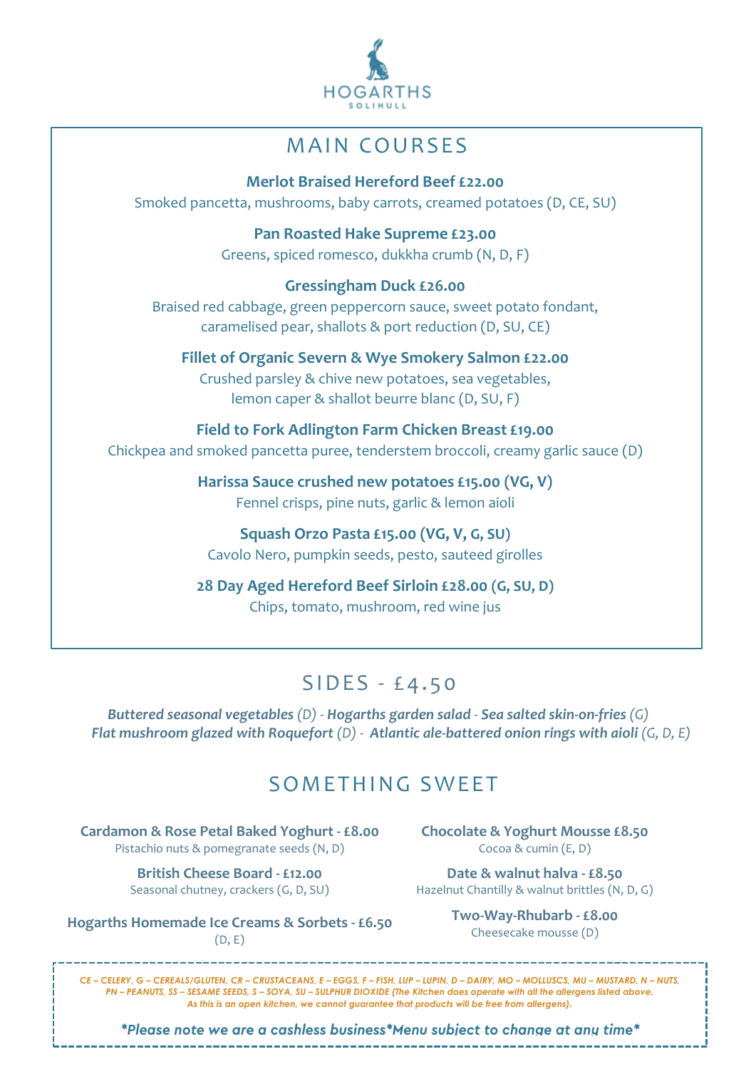HOGARTHS

SOLIHULL

## MAIN COURSES

**Merlot Braised Hereford Beef £22.00**
Smoked pancetta, mushrooms, baby carrots, creamed potatoes (D, CE, SU)

**Pan Roasted Hake Supreme £23.00**
Greens, spiced romesco, dukkha crumb (N, D, F)

**Gressingham Duck £26.00**
Braised red cabbage, green peppercorn sauce, sweet potato fondant, caramelised pear, shallots & port reduction (D, SU, CE)

**Fillet of Organic Severn & Wye Smokery Salmon £22.00**
Crushed parsley & chive new potatoes, sea vegetables, lemon caper & shallot beurre blanc (D, SU, F)

**Field to Fork Adlington Farm Chicken Breast £19.00**
Chickpea and smoked pancetta puree, tenderstem broccoli, creamy garlic sauce (D)

**Harissa Sauce crushed new potatoes £15.00 (VG, V)**
Fennel crisps, pine nuts, garlic & lemon aioli

**Squash Orzo Pasta £15.00 (VG, V, G, SU)**
Cavolo Nero, pumpkin seeds, pesto, sauteed girolles

**28 Day Aged Hereford Beef Sirloin £28.00 (G, SU, D)**
Chips, tomato, mushroom, red wine jus

## SIDES - £4.50

***Buttered seasonal vegetables** (D) - **Hogarths garden salad** - **Sea salted skin-on-fries** (G)*
***Flat mushroom glazed with Roquefort** (D) - **Atlantic ale-battered onion rings with aioli** (G, D, E)*

## SOMETHING SWEET

**Cardamon & Rose Petal Baked Yoghurt - £8.00**
Pistachio nuts & pomegranate seeds (N, D)

**British Cheese Board - £12.00**
Seasonal chutney, crackers (G, D, SU)

**Hogarths Homemade Ice Creams & Sorbets - £6.50**
(D, E)

**Chocolate & Yoghurt Mousse £8.50**
Cocoa & cumin (E, D)

**Date & walnut halva - £8.50**
Hazelnut Chantilly & walnut brittles (N, D, G)

**Two-Way-Rhubarb - £8.00**
Cheesecake mousse (D)

*CE – CELERY, G – CEREALS/GLUTEN, CR – CRUSTACEANS, E – EGGS, F – FISH, LUP – LUPIN, D – DAIRY, MO – MOLLUSCS, MU – MUSTARD, N – NUTS, PN – PEANUTS, SS – SESAME SEEDS, S – SOYA, SU – SULPHUR DIOXIDE (The Kitchen does operate with all the allergens listed above. As this is an open kitchen, we cannot guarantee that products will be free from allergens).*

***Please note we are a cashless business*Menu subject to change at any time***